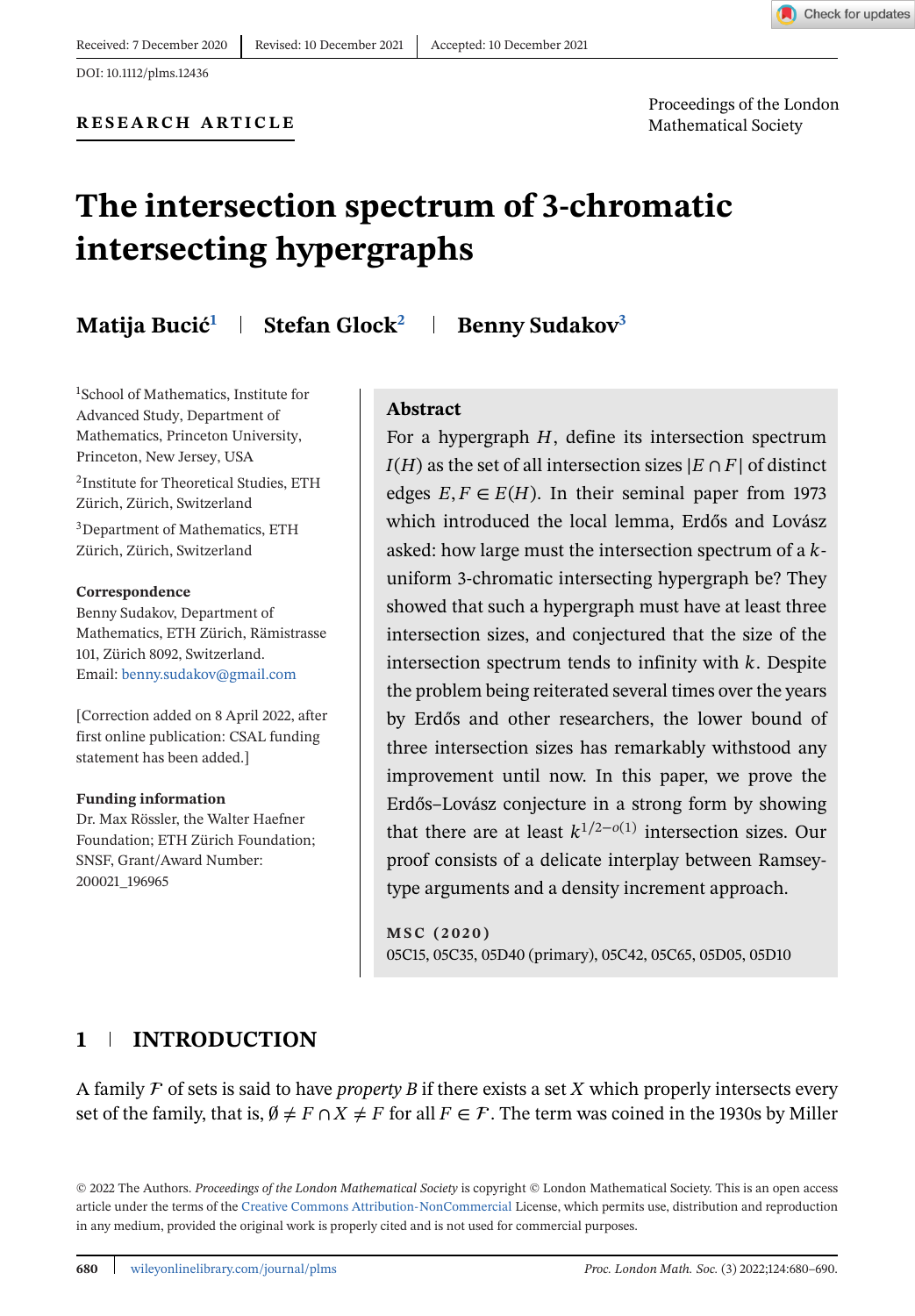Received: 7 December 2020 | Revised: 10 December 2021 | Accepted: 10 December 2021

DOI: 10.1112/plms.12436

**RESEARCH ARTICLE**

Proceedings of the London Mathematical Society

# The intersection spectrum of 3-chromatic intersecting hypergraphs

**Matija Bucić[1] | Stefan Glock[2] | Benny Sudakov[3]**

[1]School of Mathematics, Institute for Advanced Study, Department of Mathematics, Princeton University, Princeton, New Jersey, USA

[2]Institute for Theoretical Studies, ETH Zürich, Zürich, Switzerland

[3]Department of Mathematics, ETH Zürich, Zürich, Switzerland

**Correspondence**

Benny Sudakov, Department of Mathematics, ETH Zürich, Rämistrasse 101, Zürich 8092, Switzerland.
Email: benny.sudakov@gmail.com

[Correction added on 8 April 2022, after first online publication: CSAL funding statement has been added.]

**Funding information**

Dr. Max Rössler, the Walter Haefner Foundation; ETH Zürich Foundation; SNSF, Grant/Award Number: 200021_196965

## Abstract

For a hypergraph $H$, define its intersection spectrum $I(H)$ as the set of all intersection sizes $|E \cap F|$ of distinct edges $E, F \in E(H)$. In their seminal paper from 1973 which introduced the local lemma, Erdős and Lovász asked: how large must the intersection spectrum of a $k$-uniform 3-chromatic intersecting hypergraph be? They showed that such a hypergraph must have at least three intersection sizes, and conjectured that the size of the intersection spectrum tends to infinity with $k$. Despite the problem being reiterated several times over the years by Erdős and other researchers, the lower bound of three intersection sizes has remarkably withstood any improvement until now. In this paper, we prove the Erdős–Lovász conjecture in a strong form by showing that there are at least $k^{1/2-o(1)}$ intersection sizes. Our proof consists of a delicate interplay between Ramsey-type arguments and a density increment approach.

**MSC (2020)**

05C15, 05C35, 05D40 (primary), 05C42, 05C65, 05D05, 05D10

## 1 | INTRODUCTION

A family $\mathcal{F}$ of sets is said to have *property B* if there exists a set $X$ which properly intersects every set of the family, that is, $\emptyset \neq F \cap X \neq F$ for all $F \in \mathcal{F}$. The term was coined in the 1930s by Miller

© 2022 The Authors. *Proceedings of the London Mathematical Society* is copyright © London Mathematical Society. This is an open access article under the terms of the Creative Commons Attribution-NonCommercial License, which permits use, distribution and reproduction in any medium, provided the original work is properly cited and is not used for commercial purposes.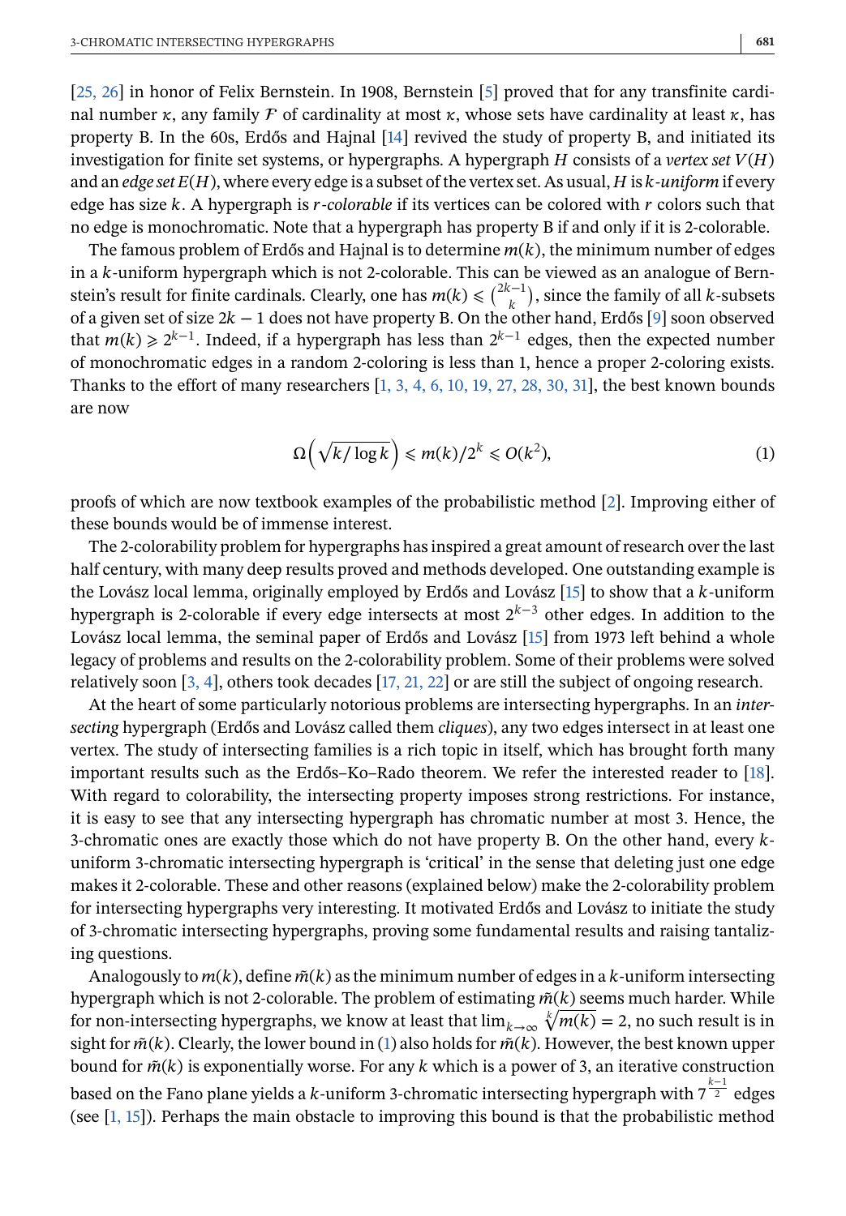[25, 26] in honor of Felix Bernstein. In 1908, Bernstein [5] proved that for any transfinite cardinal number $\kappa$, any family $\mathcal{F}$ of cardinality at most $\kappa$, whose sets have cardinality at least $\kappa$, has property B. In the 60s, Erdős and Hajnal [14] revived the study of property B, and initiated its investigation for finite set systems, or hypergraphs. A hypergraph $H$ consists of a *vertex set* $V(H)$ and an *edge set* $E(H)$, where every edge is a subset of the vertex set. As usual, $H$ is *$k$-uniform* if every edge has size $k$. A hypergraph is *$r$-colorable* if its vertices can be colored with $r$ colors such that no edge is monochromatic. Note that a hypergraph has property B if and only if it is 2-colorable.

The famous problem of Erdős and Hajnal is to determine $m(k)$, the minimum number of edges in a $k$-uniform hypergraph which is not 2-colorable. This can be viewed as an analogue of Bernstein's result for finite cardinals. Clearly, one has $m(k) \leqslant \binom{2k-1}{k}$, since the family of all $k$-subsets of a given set of size $2k-1$ does not have property B. On the other hand, Erdős [9] soon observed that $m(k) \geqslant 2^{k-1}$. Indeed, if a hypergraph has less than $2^{k-1}$ edges, then the expected number of monochromatic edges in a random 2-coloring is less than 1, hence a proper 2-coloring exists. Thanks to the effort of many researchers [1, 3, 4, 6, 10, 19, 27, 28, 30, 31], the best known bounds are now

$$\Omega\left(\sqrt{k/\log k}\right) \leqslant m(k)/2^k \leqslant O(k^2), \tag{1}$$

proofs of which are now textbook examples of the probabilistic method [2]. Improving either of these bounds would be of immense interest.

The 2-colorability problem for hypergraphs has inspired a great amount of research over the last half century, with many deep results proved and methods developed. One outstanding example is the Lovász local lemma, originally employed by Erdős and Lovász [15] to show that a $k$-uniform hypergraph is 2-colorable if every edge intersects at most $2^{k-3}$ other edges. In addition to the Lovász local lemma, the seminal paper of Erdős and Lovász [15] from 1973 left behind a whole legacy of problems and results on the 2-colorability problem. Some of their problems were solved relatively soon [3, 4], others took decades [17, 21, 22] or are still the subject of ongoing research.

At the heart of some particularly notorious problems are intersecting hypergraphs. In an *intersecting* hypergraph (Erdős and Lovász called them *cliques*), any two edges intersect in at least one vertex. The study of intersecting families is a rich topic in itself, which has brought forth many important results such as the Erdős–Ko–Rado theorem. We refer the interested reader to [18]. With regard to colorability, the intersecting property imposes strong restrictions. For instance, it is easy to see that any intersecting hypergraph has chromatic number at most 3. Hence, the 3-chromatic ones are exactly those which do not have property B. On the other hand, every $k$-uniform 3-chromatic intersecting hypergraph is 'critical' in the sense that deleting just one edge makes it 2-colorable. These and other reasons (explained below) make the 2-colorability problem for intersecting hypergraphs very interesting. It motivated Erdős and Lovász to initiate the study of 3-chromatic intersecting hypergraphs, proving some fundamental results and raising tantalizing questions.

Analogously to $m(k)$, define $\tilde{m}(k)$ as the minimum number of edges in a $k$-uniform intersecting hypergraph which is not 2-colorable. The problem of estimating $\tilde{m}(k)$ seems much harder. While for non-intersecting hypergraphs, we know at least that $\lim_{k\to\infty} \sqrt[k]{m(k)} = 2$, no such result is in sight for $\tilde{m}(k)$. Clearly, the lower bound in (1) also holds for $\tilde{m}(k)$. However, the best known upper bound for $\tilde{m}(k)$ is exponentially worse. For any $k$ which is a power of 3, an iterative construction based on the Fano plane yields a $k$-uniform 3-chromatic intersecting hypergraph with $7^{\frac{k-1}{2}}$ edges (see [1, 15]). Perhaps the main obstacle to improving this bound is that the probabilistic method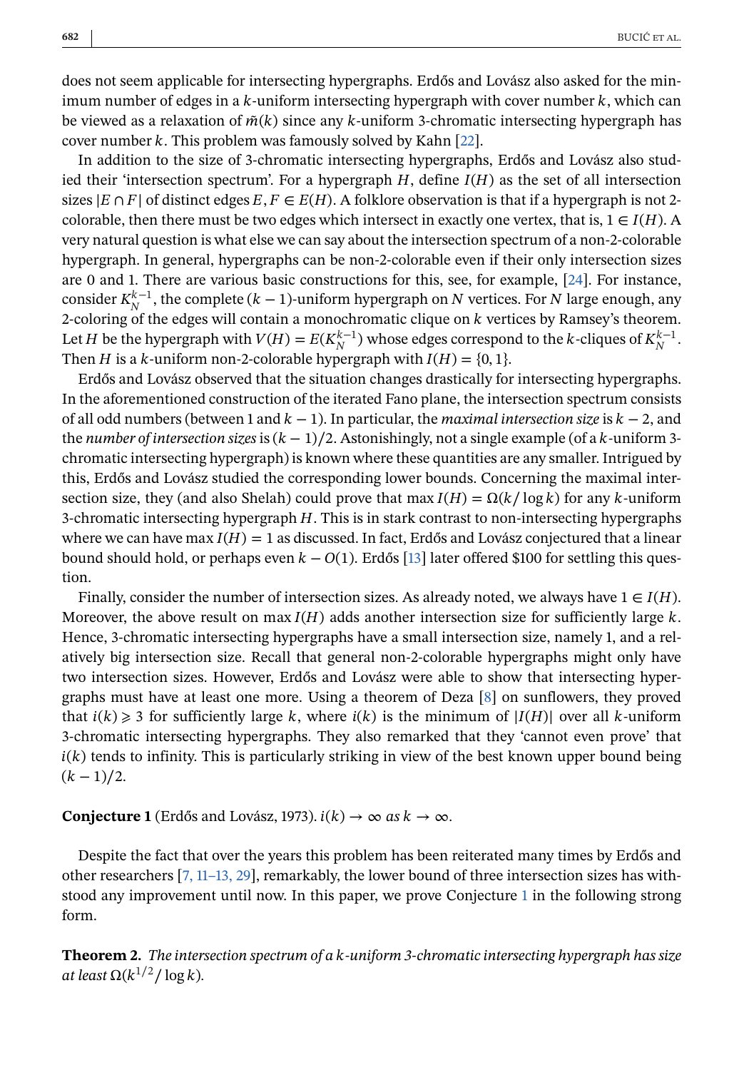does not seem applicable for intersecting hypergraphs. Erdős and Lovász also asked for the minimum number of edges in a $k$-uniform intersecting hypergraph with cover number $k$, which can be viewed as a relaxation of $\tilde{m}(k)$ since any $k$-uniform 3-chromatic intersecting hypergraph has cover number $k$. This problem was famously solved by Kahn [22].

In addition to the size of 3-chromatic intersecting hypergraphs, Erdős and Lovász also studied their 'intersection spectrum'. For a hypergraph $H$, define $I(H)$ as the set of all intersection sizes $|E \cap F|$ of distinct edges $E, F \in E(H)$. A folklore observation is that if a hypergraph is not 2-colorable, then there must be two edges which intersect in exactly one vertex, that is, $1 \in I(H)$. A very natural question is what else we can say about the intersection spectrum of a non-2-colorable hypergraph. In general, hypergraphs can be non-2-colorable even if their only intersection sizes are 0 and 1. There are various basic constructions for this, see, for example, [24]. For instance, consider $K_N^{k-1}$, the complete $(k-1)$-uniform hypergraph on $N$ vertices. For $N$ large enough, any 2-coloring of the edges will contain a monochromatic clique on $k$ vertices by Ramsey's theorem. Let $H$ be the hypergraph with $V(H) = E(K_N^{k-1})$ whose edges correspond to the $k$-cliques of $K_N^{k-1}$. Then $H$ is a $k$-uniform non-2-colorable hypergraph with $I(H) = \{0, 1\}$.

Erdős and Lovász observed that the situation changes drastically for intersecting hypergraphs. In the aforementioned construction of the iterated Fano plane, the intersection spectrum consists of all odd numbers (between 1 and $k-1$). In particular, the *maximal intersection size* is $k-2$, and the *number of intersection sizes* is $(k-1)/2$. Astonishingly, not a single example (of a $k$-uniform 3-chromatic intersecting hypergraph) is known where these quantities are any smaller. Intrigued by this, Erdős and Lovász studied the corresponding lower bounds. Concerning the maximal intersection size, they (and also Shelah) could prove that $\max I(H) = \Omega(k/\log k)$ for any $k$-uniform 3-chromatic intersecting hypergraph $H$. This is in stark contrast to non-intersecting hypergraphs where we can have $\max I(H) = 1$ as discussed. In fact, Erdős and Lovász conjectured that a linear bound should hold, or perhaps even $k - O(1)$. Erdős [13] later offered \$100 for settling this question.

Finally, consider the number of intersection sizes. As already noted, we always have $1 \in I(H)$. Moreover, the above result on $\max I(H)$ adds another intersection size for sufficiently large $k$. Hence, 3-chromatic intersecting hypergraphs have a small intersection size, namely 1, and a relatively big intersection size. Recall that general non-2-colorable hypergraphs might only have two intersection sizes. However, Erdős and Lovász were able to show that intersecting hypergraphs must have at least one more. Using a theorem of Deza [8] on sunflowers, they proved that $i(k) \geqslant 3$ for sufficiently large $k$, where $i(k)$ is the minimum of $|I(H)|$ over all $k$-uniform 3-chromatic intersecting hypergraphs. They also remarked that they 'cannot even prove' that $i(k)$ tends to infinity. This is particularly striking in view of the best known upper bound being $(k-1)/2$.

**Conjecture 1** (Erdős and Lovász, 1973). *$i(k) \to \infty$ as $k \to \infty$.*

Despite the fact that over the years this problem has been reiterated many times by Erdős and other researchers [7, 11–13, 29], remarkably, the lower bound of three intersection sizes has withstood any improvement until now. In this paper, we prove Conjecture 1 in the following strong form.

**Theorem 2.** *The intersection spectrum of a $k$-uniform 3-chromatic intersecting hypergraph has size at least $\Omega(k^{1/2}/\log k)$.*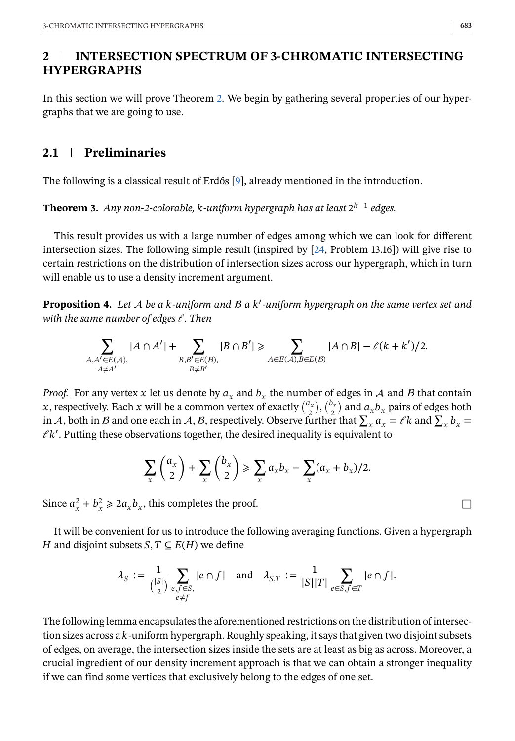## 2 | INTERSECTION SPECTRUM OF 3-CHROMATIC INTERSECTING HYPERGRAPHS

In this section we will prove Theorem 2. We begin by gathering several properties of our hypergraphs that we are going to use.

### 2.1 | Preliminaries

The following is a classical result of Erdős [9], already mentioned in the introduction.

**Theorem 3.** *Any non-2-colorable, $k$-uniform hypergraph has at least $2^{k-1}$ edges.*

This result provides us with a large number of edges among which we can look for different intersection sizes. The following simple result (inspired by [24, Problem 13.16]) will give rise to certain restrictions on the distribution of intersection sizes across our hypergraph, which in turn will enable us to use a density increment argument.

**Proposition 4.** *Let $\mathcal{A}$ be a $k$-uniform and $\mathcal{B}$ a $k'$-uniform hypergraph on the same vertex set and with the same number of edges $\ell$. Then*

$$\sum_{\substack{A,A'\in E(\mathcal{A}),\\ A\neq A'}} |A\cap A'| + \sum_{\substack{B,B'\in E(\mathcal{B}),\\ B\neq B'}} |B\cap B'| \geqslant \sum_{A\in E(\mathcal{A}),B\in E(\mathcal{B})} |A\cap B| - \ell(k+k')/2.$$

*Proof.* For any vertex $x$ let us denote by $a_x$ and $b_x$ the number of edges in $\mathcal{A}$ and $\mathcal{B}$ that contain $x$, respectively. Each $x$ will be a common vertex of exactly $\binom{a_x}{2}$, $\binom{b_x}{2}$ and $a_x b_x$ pairs of edges both in $\mathcal{A}$, both in $\mathcal{B}$ and one each in $\mathcal{A},\mathcal{B}$, respectively. Observe further that $\sum_x a_x = \ell k$ and $\sum_x b_x = \ell k'$. Putting these observations together, the desired inequality is equivalent to

$$\sum_x \binom{a_x}{2} + \sum_x \binom{b_x}{2} \geqslant \sum_x a_x b_x - \sum_x (a_x+b_x)/2.$$

Since $a_x^2 + b_x^2 \geqslant 2a_x b_x$, this completes the proof. □

It will be convenient for us to introduce the following averaging functions. Given a hypergraph $H$ and disjoint subsets $S, T \subseteq E(H)$ we define

$$\lambda_S := \frac{1}{\binom{|S|}{2}} \sum_{\substack{e,f\in S,\\ e\neq f}} |e\cap f| \quad \text{and} \quad \lambda_{S,T} := \frac{1}{|S||T|} \sum_{e\in S, f\in T} |e\cap f|.$$

The following lemma encapsulates the aforementioned restrictions on the distribution of intersection sizes across a $k$-uniform hypergraph. Roughly speaking, it says that given two disjoint subsets of edges, on average, the intersection sizes inside the sets are at least as big as across. Moreover, a crucial ingredient of our density increment approach is that we can obtain a stronger inequality if we can find some vertices that exclusively belong to the edges of one set.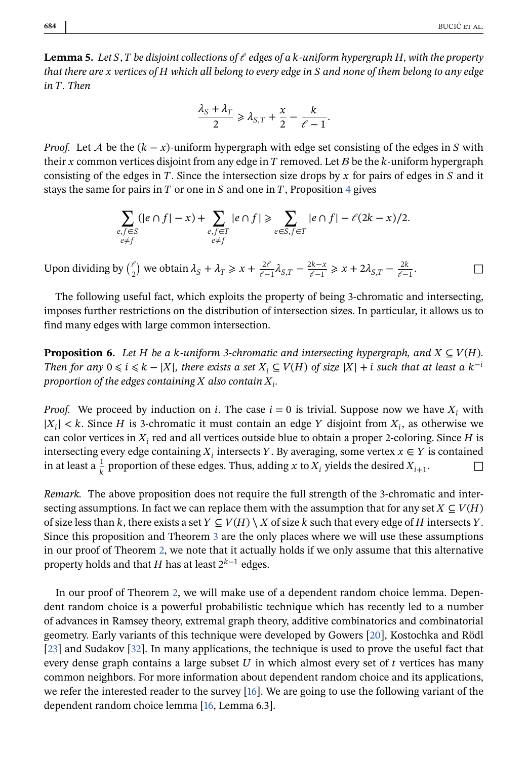**Lemma 5.** *Let $S, T$ be disjoint collections of $\ell$ edges of a $k$-uniform hypergraph $H$, with the property that there are $x$ vertices of $H$ which all belong to every edge in $S$ and none of them belong to any edge in $T$. Then*

$$\frac{\lambda_S + \lambda_T}{2} \geqslant \lambda_{S,T} + \frac{x}{2} - \frac{k}{\ell - 1}.$$

*Proof.* Let $\mathcal{A}$ be the $(k-x)$-uniform hypergraph with edge set consisting of the edges in $S$ with their $x$ common vertices disjoint from any edge in $T$ removed. Let $\mathcal{B}$ be the $k$-uniform hypergraph consisting of the edges in $T$. Since the intersection size drops by $x$ for pairs of edges in $S$ and it stays the same for pairs in $T$ or one in $S$ and one in $T$, Proposition 4 gives

$$\sum_{\substack{e,f \in S \\ e \neq f}} (|e \cap f| - x) + \sum_{\substack{e,f \in T \\ e \neq f}} |e \cap f| \geqslant \sum_{e \in S, f \in T} |e \cap f| - \ell(2k - x)/2.$$

Upon dividing by $\binom{\ell}{2}$ we obtain $\lambda_S + \lambda_T \geqslant x + \frac{2\ell}{\ell-1}\lambda_{S,T} - \frac{2k-x}{\ell-1} \geqslant x + 2\lambda_{S,T} - \frac{2k}{\ell-1}$. $\square$

The following useful fact, which exploits the property of being 3-chromatic and intersecting, imposes further restrictions on the distribution of intersection sizes. In particular, it allows us to find many edges with large common intersection.

**Proposition 6.** *Let $H$ be a $k$-uniform 3-chromatic and intersecting hypergraph, and $X \subseteq V(H)$. Then for any $0 \leqslant i \leqslant k - |X|$, there exists a set $X_i \subseteq V(H)$ of size $|X| + i$ such that at least a $k^{-i}$ proportion of the edges containing $X$ also contain $X_i$.*

*Proof.* We proceed by induction on $i$. The case $i = 0$ is trivial. Suppose now we have $X_i$ with $|X_i| < k$. Since $H$ is 3-chromatic it must contain an edge $Y$ disjoint from $X_i$, as otherwise we can color vertices in $X_i$ red and all vertices outside blue to obtain a proper 2-coloring. Since $H$ is intersecting every edge containing $X_i$ intersects $Y$. By averaging, some vertex $x \in Y$ is contained in at least a $\frac{1}{k}$ proportion of these edges. Thus, adding $x$ to $X_i$ yields the desired $X_{i+1}$. $\square$

*Remark.* The above proposition does not require the full strength of the 3-chromatic and intersecting assumptions. In fact we can replace them with the assumption that for any set $X \subseteq V(H)$ of size less than $k$, there exists a set $Y \subseteq V(H) \setminus X$ of size $k$ such that every edge of $H$ intersects $Y$. Since this proposition and Theorem 3 are the only places where we will use these assumptions in our proof of Theorem 2, we note that it actually holds if we only assume that this alternative property holds and that $H$ has at least $2^{k-1}$ edges.

In our proof of Theorem 2, we will make use of a dependent random choice lemma. Dependent random choice is a powerful probabilistic technique which has recently led to a number of advances in Ramsey theory, extremal graph theory, additive combinatorics and combinatorial geometry. Early variants of this technique were developed by Gowers [20], Kostochka and Rödl [23] and Sudakov [32]. In many applications, the technique is used to prove the useful fact that every dense graph contains a large subset $U$ in which almost every set of $t$ vertices has many common neighbors. For more information about dependent random choice and its applications, we refer the interested reader to the survey [16]. We are going to use the following variant of the dependent random choice lemma [16, Lemma 6.3].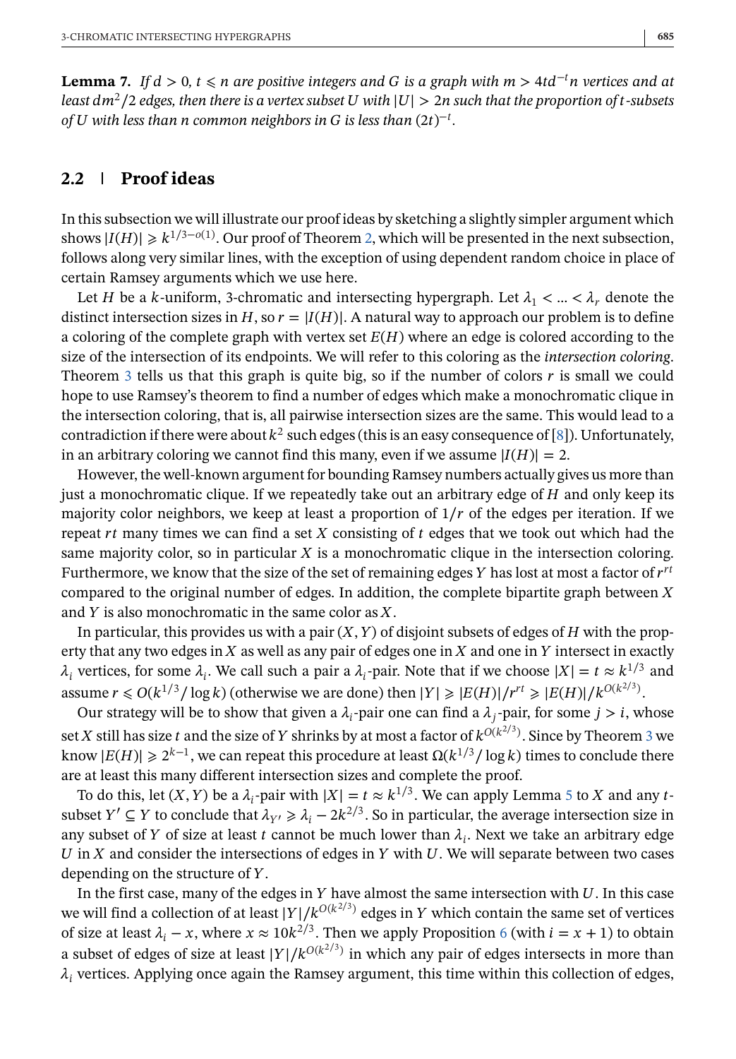**Lemma 7.** *If $d > 0$, $t \leqslant n$ are positive integers and $G$ is a graph with $m > 4td^{-t}n$ vertices and at least $dm^2/2$ edges, then there is a vertex subset $U$ with $|U| > 2n$ such that the proportion of $t$-subsets of $U$ with less than $n$ common neighbors in $G$ is less than $(2t)^{-t}$.*

## 2.2 Proof ideas

In this subsection we will illustrate our proof ideas by sketching a slightly simpler argument which shows $|I(H)| \geqslant k^{1/3-o(1)}$. Our proof of Theorem 2, which will be presented in the next subsection, follows along very similar lines, with the exception of using dependent random choice in place of certain Ramsey arguments which we use here.

Let $H$ be a $k$-uniform, 3-chromatic and intersecting hypergraph. Let $\lambda_1 < \ldots < \lambda_r$ denote the distinct intersection sizes in $H$, so $r = |I(H)|$. A natural way to approach our problem is to define a coloring of the complete graph with vertex set $E(H)$ where an edge is colored according to the size of the intersection of its endpoints. We will refer to this coloring as the *intersection coloring*. Theorem 3 tells us that this graph is quite big, so if the number of colors $r$ is small we could hope to use Ramsey's theorem to find a number of edges which make a monochromatic clique in the intersection coloring, that is, all pairwise intersection sizes are the same. This would lead to a contradiction if there were about $k^2$ such edges (this is an easy consequence of [8]). Unfortunately, in an arbitrary coloring we cannot find this many, even if we assume $|I(H)| = 2$.

However, the well-known argument for bounding Ramsey numbers actually gives us more than just a monochromatic clique. If we repeatedly take out an arbitrary edge of $H$ and only keep its majority color neighbors, we keep at least a proportion of $1/r$ of the edges per iteration. If we repeat $rt$ many times we can find a set $X$ consisting of $t$ edges that we took out which had the same majority color, so in particular $X$ is a monochromatic clique in the intersection coloring. Furthermore, we know that the size of the set of remaining edges $Y$ has lost at most a factor of $r^{rt}$ compared to the original number of edges. In addition, the complete bipartite graph between $X$ and $Y$ is also monochromatic in the same color as $X$.

In particular, this provides us with a pair $(X, Y)$ of disjoint subsets of edges of $H$ with the property that any two edges in $X$ as well as any pair of edges one in $X$ and one in $Y$ intersect in exactly $\lambda_i$ vertices, for some $\lambda_i$. We call such a pair a $\lambda_i$-pair. Note that if we choose $|X| = t \approx k^{1/3}$ and assume $r \leqslant O(k^{1/3}/\log k)$ (otherwise we are done) then $|Y| \geqslant |E(H)|/r^{rt} \geqslant |E(H)|/k^{O(k^{2/3})}$.

Our strategy will be to show that given a $\lambda_i$-pair one can find a $\lambda_j$-pair, for some $j > i$, whose set $X$ still has size $t$ and the size of $Y$ shrinks by at most a factor of $k^{O(k^{2/3})}$. Since by Theorem 3 we know $|E(H)| \geqslant 2^{k-1}$, we can repeat this procedure at least $\Omega(k^{1/3}/\log k)$ times to conclude there are at least this many different intersection sizes and complete the proof.

To do this, let $(X, Y)$ be a $\lambda_i$-pair with $|X| = t \approx k^{1/3}$. We can apply Lemma 5 to $X$ and any $t$-subset $Y' \subseteq Y$ to conclude that $\lambda_{Y'} \geqslant \lambda_i - 2k^{2/3}$. So in particular, the average intersection size in any subset of $Y$ of size at least $t$ cannot be much lower than $\lambda_i$. Next we take an arbitrary edge $U$ in $X$ and consider the intersections of edges in $Y$ with $U$. We will separate between two cases depending on the structure of $Y$.

In the first case, many of the edges in $Y$ have almost the same intersection with $U$. In this case we will find a collection of at least $|Y|/k^{O(k^{2/3})}$ edges in $Y$ which contain the same set of vertices of size at least $\lambda_i - x$, where $x \approx 10k^{2/3}$. Then we apply Proposition 6 (with $i = x + 1$) to obtain a subset of edges of size at least $|Y|/k^{O(k^{2/3})}$ in which any pair of edges intersects in more than $\lambda_i$ vertices. Applying once again the Ramsey argument, this time within this collection of edges,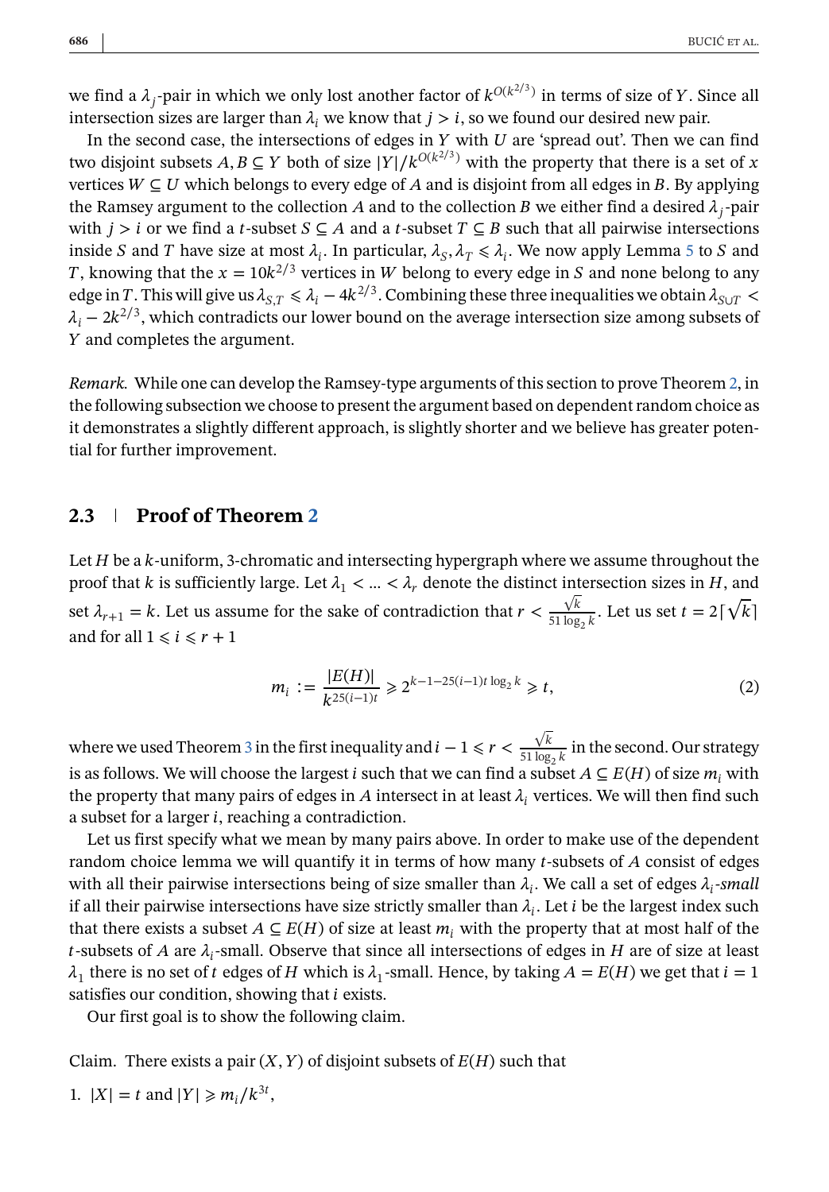we find a $\lambda_j$-pair in which we only lost another factor of $k^{O(k^{2/3})}$ in terms of size of $Y$. Since all intersection sizes are larger than $\lambda_i$ we know that $j > i$, so we found our desired new pair.

In the second case, the intersections of edges in $Y$ with $U$ are 'spread out'. Then we can find two disjoint subsets $A, B \subseteq Y$ both of size $|Y|/k^{O(k^{2/3})}$ with the property that there is a set of $x$ vertices $W \subseteq U$ which belongs to every edge of $A$ and is disjoint from all edges in $B$. By applying the Ramsey argument to the collection $A$ and to the collection $B$ we either find a desired $\lambda_j$-pair with $j > i$ or we find a $t$-subset $S \subseteq A$ and a $t$-subset $T \subseteq B$ such that all pairwise intersections inside $S$ and $T$ have size at most $\lambda_i$. In particular, $\lambda_S, \lambda_T \leqslant \lambda_i$. We now apply Lemma 5 to $S$ and $T$, knowing that the $x = 10k^{2/3}$ vertices in $W$ belong to every edge in $S$ and none belong to any edge in $T$. This will give us $\lambda_{S,T} \leqslant \lambda_i - 4k^{2/3}$. Combining these three inequalities we obtain $\lambda_{S \cup T} < \lambda_i - 2k^{2/3}$, which contradicts our lower bound on the average intersection size among subsets of $Y$ and completes the argument.

*Remark.* While one can develop the Ramsey-type arguments of this section to prove Theorem 2, in the following subsection we choose to present the argument based on dependent random choice as it demonstrates a slightly different approach, is slightly shorter and we believe has greater potential for further improvement.

## 2.3 Proof of Theorem 2

Let $H$ be a $k$-uniform, 3-chromatic and intersecting hypergraph where we assume throughout the proof that $k$ is sufficiently large. Let $\lambda_1 < \ldots < \lambda_r$ denote the distinct intersection sizes in $H$, and set $\lambda_{r+1} = k$. Let us assume for the sake of contradiction that $r < \frac{\sqrt{k}}{51 \log_2 k}$. Let us set $t = 2\lceil \sqrt{k} \rceil$ and for all $1 \leqslant i \leqslant r+1$

$$m_i := \frac{|E(H)|}{k^{25(i-1)t}} \geqslant 2^{k-1-25(i-1)t \log_2 k} \geqslant t, \tag{2}$$

where we used Theorem 3 in the first inequality and $i - 1 \leqslant r < \frac{\sqrt{k}}{51 \log_2 k}$ in the second. Our strategy is as follows. We will choose the largest $i$ such that we can find a subset $A \subseteq E(H)$ of size $m_i$ with the property that many pairs of edges in $A$ intersect in at least $\lambda_i$ vertices. We will then find such a subset for a larger $i$, reaching a contradiction.

Let us first specify what we mean by many pairs above. In order to make use of the dependent random choice lemma we will quantify it in terms of how many $t$-subsets of $A$ consist of edges with all their pairwise intersections being of size smaller than $\lambda_i$. We call a set of edges $\lambda_i$-*small* if all their pairwise intersections have size strictly smaller than $\lambda_i$. Let $i$ be the largest index such that there exists a subset $A \subseteq E(H)$ of size at least $m_i$ with the property that at most half of the $t$-subsets of $A$ are $\lambda_i$-small. Observe that since all intersections of edges in $H$ are of size at least $\lambda_1$ there is no set of $t$ edges of $H$ which is $\lambda_1$-small. Hence, by taking $A = E(H)$ we get that $i = 1$ satisfies our condition, showing that $i$ exists.

Our first goal is to show the following claim.

Claim. There exists a pair $(X, Y)$ of disjoint subsets of $E(H)$ such that

1. $|X| = t$ and $|Y| \geqslant m_i / k^{3t}$,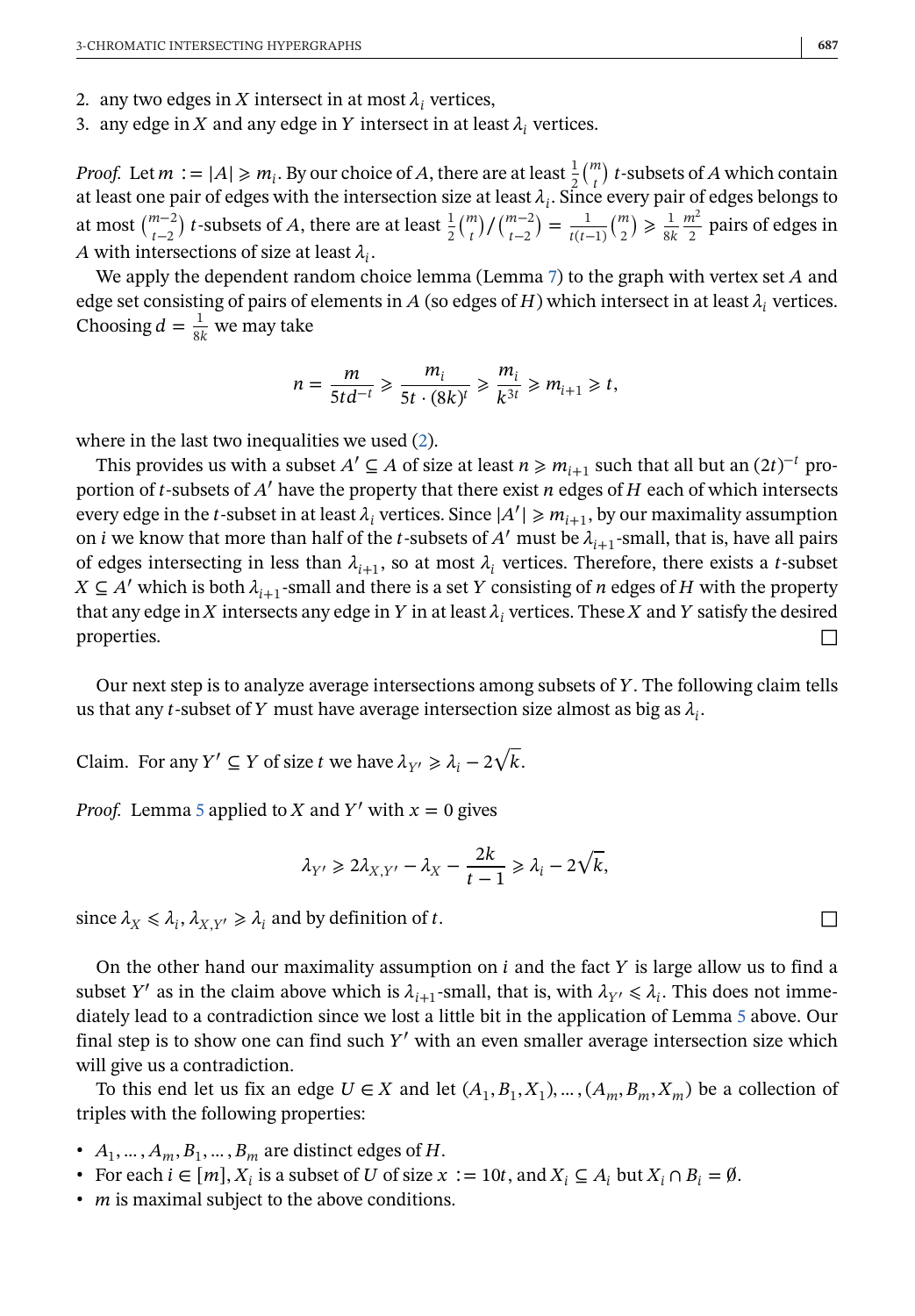2. any two edges in $X$ intersect in at most $\lambda_i$ vertices,
3. any edge in $X$ and any edge in $Y$ intersect in at least $\lambda_i$ vertices.

*Proof.* Let $m := |A| \geqslant m_i$. By our choice of $A$, there are at least $\frac{1}{2}\binom{m}{t}$ $t$-subsets of $A$ which contain at least one pair of edges with the intersection size at least $\lambda_i$. Since every pair of edges belongs to at most $\binom{m-2}{t-2}$ $t$-subsets of $A$, there are at least $\frac{1}{2}\binom{m}{t}/\binom{m-2}{t-2} = \frac{1}{t(t-1)}\binom{m}{2} \geqslant \frac{1}{8k}\frac{m^2}{2}$ pairs of edges in $A$ with intersections of size at least $\lambda_i$.

We apply the dependent random choice lemma (Lemma 7) to the graph with vertex set $A$ and edge set consisting of pairs of elements in $A$ (so edges of $H$) which intersect in at least $\lambda_i$ vertices. Choosing $d = \frac{1}{8k}$ we may take

$$n = \frac{m}{5td^{-t}} \geqslant \frac{m_i}{5t \cdot (8k)^t} \geqslant \frac{m_i}{k^{3t}} \geqslant m_{i+1} \geqslant t,$$

where in the last two inequalities we used (2).

This provides us with a subset $A' \subseteq A$ of size at least $n \geqslant m_{i+1}$ such that all but an $(2t)^{-t}$ proportion of $t$-subsets of $A'$ have the property that there exist $n$ edges of $H$ each of which intersects every edge in the $t$-subset in at least $\lambda_i$ vertices. Since $|A'| \geqslant m_{i+1}$, by our maximality assumption on $i$ we know that more than half of the $t$-subsets of $A'$ must be $\lambda_{i+1}$-small, that is, have all pairs of edges intersecting in less than $\lambda_{i+1}$, so at most $\lambda_i$ vertices. Therefore, there exists a $t$-subset $X \subseteq A'$ which is both $\lambda_{i+1}$-small and there is a set $Y$ consisting of $n$ edges of $H$ with the property that any edge in $X$ intersects any edge in $Y$ in at least $\lambda_i$ vertices. These $X$ and $Y$ satisfy the desired properties. □

Our next step is to analyze average intersections among subsets of $Y$. The following claim tells us that any $t$-subset of $Y$ must have average intersection size almost as big as $\lambda_i$.

Claim. For any $Y' \subseteq Y$ of size $t$ we have $\lambda_{Y'} \geqslant \lambda_i - 2\sqrt{k}$.

*Proof.* Lemma 5 applied to $X$ and $Y'$ with $x = 0$ gives

$$\lambda_{Y'} \geqslant 2\lambda_{X,Y'} - \lambda_X - \frac{2k}{t-1} \geqslant \lambda_i - 2\sqrt{k},$$

since $\lambda_X \leqslant \lambda_i, \lambda_{X,Y'} \geqslant \lambda_i$ and by definition of $t$. □

On the other hand our maximality assumption on $i$ and the fact $Y$ is large allow us to find a subset $Y'$ as in the claim above which is $\lambda_{i+1}$-small, that is, with $\lambda_{Y'} \leqslant \lambda_i$. This does not immediately lead to a contradiction since we lost a little bit in the application of Lemma 5 above. Our final step is to show one can find such $Y'$ with an even smaller average intersection size which will give us a contradiction.

To this end let us fix an edge $U \in X$ and let $(A_1, B_1, X_1), \ldots, (A_m, B_m, X_m)$ be a collection of triples with the following properties:

- $A_1, \ldots, A_m, B_1, \ldots, B_m$ are distinct edges of $H$.
- For each $i \in [m]$, $X_i$ is a subset of $U$ of size $x := 10t$, and $X_i \subseteq A_i$ but $X_i \cap B_i = \emptyset$.
- $m$ is maximal subject to the above conditions.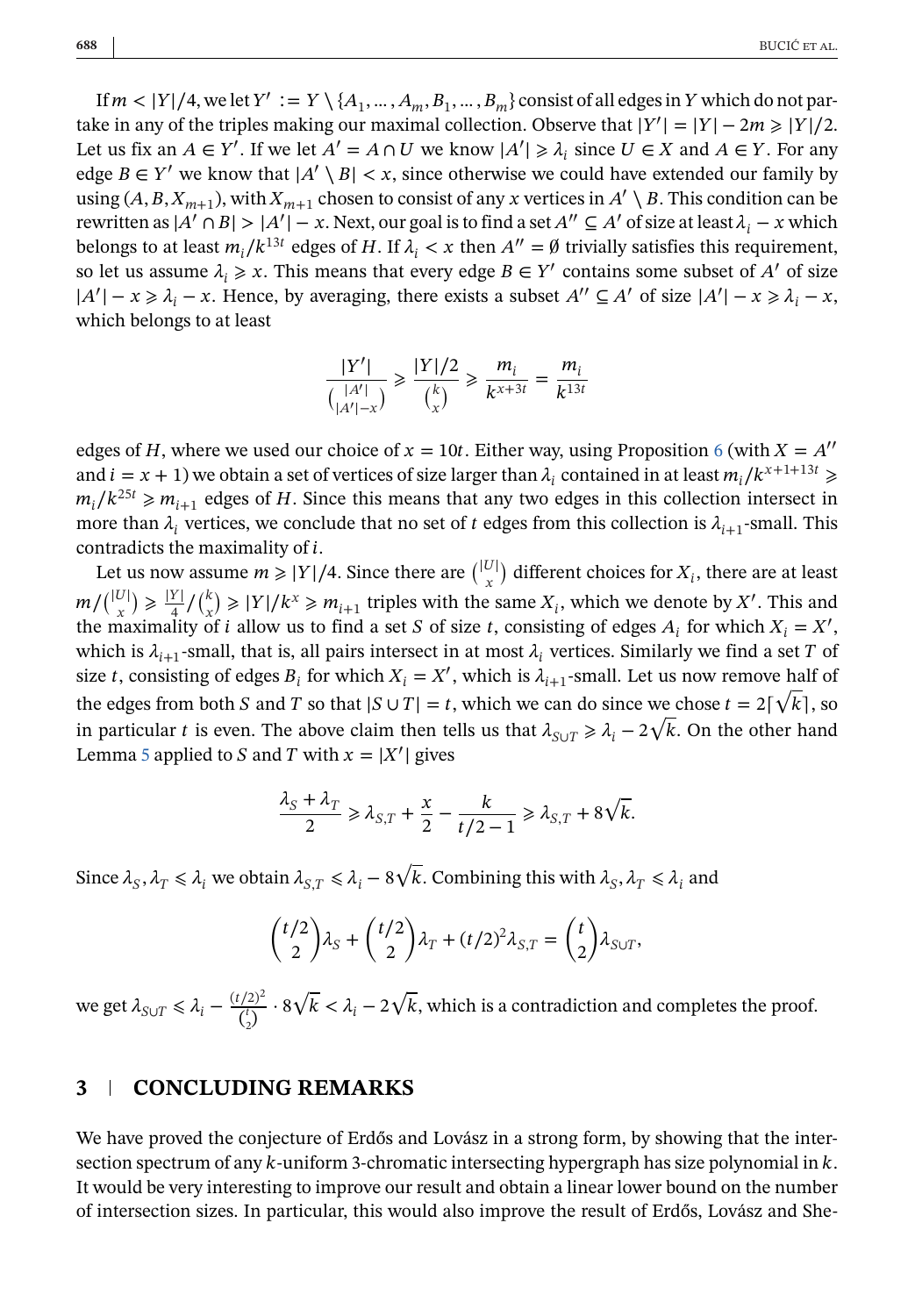If $m < |Y|/4$, we let $Y' := Y \setminus \{A_1, \dots, A_m, B_1, \dots, B_m\}$ consist of all edges in $Y$ which do not partake in any of the triples making our maximal collection. Observe that $|Y'| = |Y| - 2m \geqslant |Y|/2$. Let us fix an $A \in Y'$. If we let $A' = A \cap U$ we know $|A'| \geqslant \lambda_i$ since $U \in X$ and $A \in Y$. For any edge $B \in Y'$ we know that $|A' \setminus B| < x$, since otherwise we could have extended our family by using $(A, B, X_{m+1})$, with $X_{m+1}$ chosen to consist of any $x$ vertices in $A' \setminus B$. This condition can be rewritten as $|A' \cap B| > |A'| - x$. Next, our goal is to find a set $A'' \subseteq A'$ of size at least $\lambda_i - x$ which belongs to at least $m_i/k^{13t}$ edges of $H$. If $\lambda_i < x$ then $A'' = \emptyset$ trivially satisfies this requirement, so let us assume $\lambda_i \geqslant x$. This means that every edge $B \in Y'$ contains some subset of $A'$ of size $|A'| - x \geqslant \lambda_i - x$. Hence, by averaging, there exists a subset $A'' \subseteq A'$ of size $|A'| - x \geqslant \lambda_i - x$, which belongs to at least

$$\frac{|Y'|}{\binom{|A'|}{|A'|-x}} \geqslant \frac{|Y|/2}{\binom{k}{x}} \geqslant \frac{m_i}{k^{x+3t}} = \frac{m_i}{k^{13t}}$$

edges of $H$, where we used our choice of $x = 10t$. Either way, using Proposition 6 (with $X = A''$ and $i = x + 1$) we obtain a set of vertices of size larger than $\lambda_i$ contained in at least $m_i/k^{x+1+13t} \geqslant m_i/k^{25t} \geqslant m_{i+1}$ edges of $H$. Since this means that any two edges in this collection intersect in more than $\lambda_i$ vertices, we conclude that no set of $t$ edges from this collection is $\lambda_{i+1}$-small. This contradicts the maximality of $i$.

Let us now assume $m \geqslant |Y|/4$. Since there are $\binom{|U|}{x}$ different choices for $X_i$, there are at least $m/\binom{|U|}{x} \geqslant \frac{|Y|}{4}/\binom{k}{x} \geqslant |Y|/k^x \geqslant m_{i+1}$ triples with the same $X_i$, which we denote by $X'$. This and the maximality of $i$ allow us to find a set $S$ of size $t$, consisting of edges $A_i$ for which $X_i = X'$, which is $\lambda_{i+1}$-small, that is, all pairs intersect in at most $\lambda_i$ vertices. Similarly we find a set $T$ of size $t$, consisting of edges $B_i$ for which $X_i = X'$, which is $\lambda_{i+1}$-small. Let us now remove half of the edges from both $S$ and $T$ so that $|S \cup T| = t$, which we can do since we chose $t = 2\lceil\sqrt{k}\rceil$, so in particular $t$ is even. The above claim then tells us that $\lambda_{S \cup T} \geqslant \lambda_i - 2\sqrt{k}$. On the other hand Lemma 5 applied to $S$ and $T$ with $x = |X'|$ gives

$$\frac{\lambda_S + \lambda_T}{2} \geqslant \lambda_{S,T} + \frac{x}{2} - \frac{k}{t/2 - 1} \geqslant \lambda_{S,T} + 8\sqrt{k}.$$

Since $\lambda_S, \lambda_T \leqslant \lambda_i$ we obtain $\lambda_{S,T} \leqslant \lambda_i - 8\sqrt{k}$. Combining this with $\lambda_S, \lambda_T \leqslant \lambda_i$ and

$$\binom{t/2}{2}\lambda_S + \binom{t/2}{2}\lambda_T + (t/2)^2\lambda_{S,T} = \binom{t}{2}\lambda_{S \cup T},$$

we get $\lambda_{S \cup T} \leqslant \lambda_i - \frac{(t/2)^2}{\binom{t}{2}} \cdot 8\sqrt{k} < \lambda_i - 2\sqrt{k}$, which is a contradiction and completes the proof.

## 3 CONCLUDING REMARKS

We have proved the conjecture of Erdős and Lovász in a strong form, by showing that the intersection spectrum of any $k$-uniform 3-chromatic intersecting hypergraph has size polynomial in $k$. It would be very interesting to improve our result and obtain a linear lower bound on the number of intersection sizes. In particular, this would also improve the result of Erdős, Lovász and She-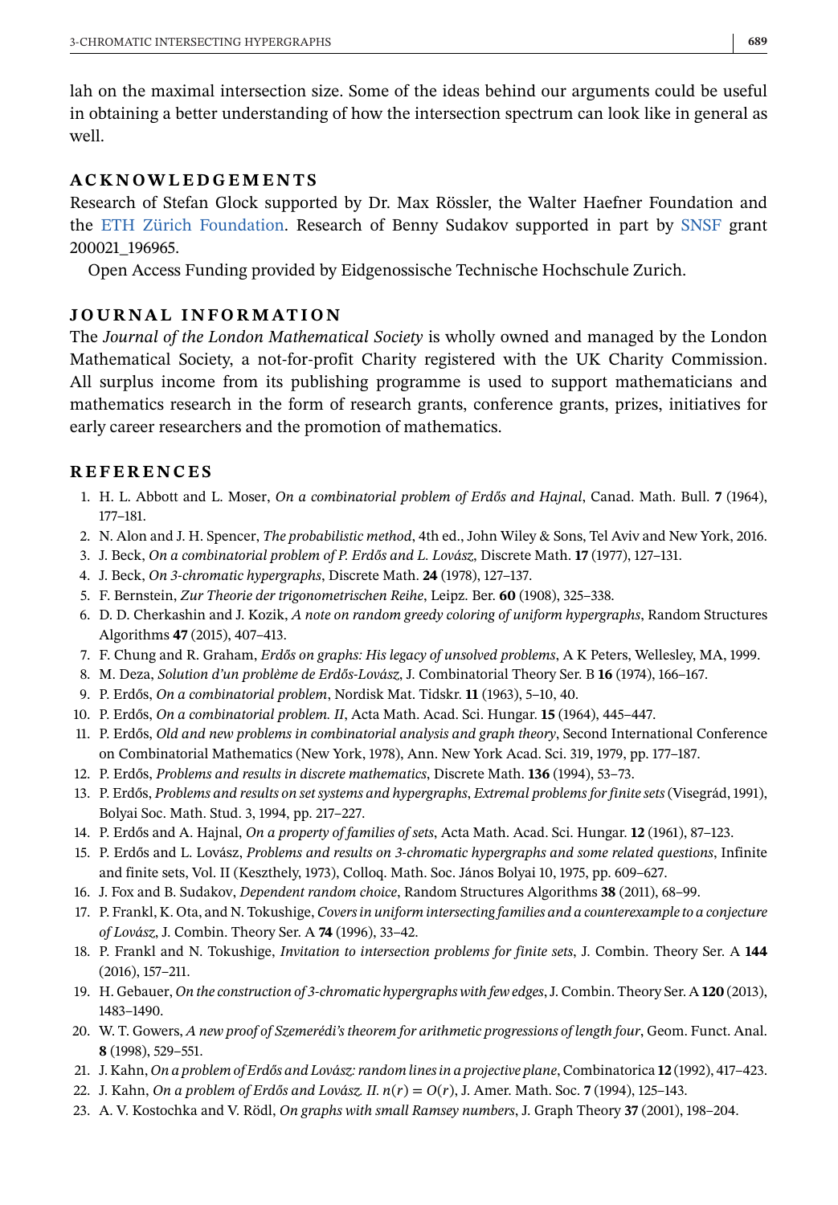lah on the maximal intersection size. Some of the ideas behind our arguments could be useful in obtaining a better understanding of how the intersection spectrum can look like in general as well.

## ACKNOWLEDGEMENTS

Research of Stefan Glock supported by Dr. Max Rössler, the Walter Haefner Foundation and the ETH Zürich Foundation. Research of Benny Sudakov supported in part by SNSF grant 200021_196965.

Open Access Funding provided by Eidgenossische Technische Hochschule Zurich.

## JOURNAL INFORMATION

The *Journal of the London Mathematical Society* is wholly owned and managed by the London Mathematical Society, a not-for-profit Charity registered with the UK Charity Commission. All surplus income from its publishing programme is used to support mathematicians and mathematics research in the form of research grants, conference grants, prizes, initiatives for early career researchers and the promotion of mathematics.

## REFERENCES

1. H. L. Abbott and L. Moser, *On a combinatorial problem of Erdős and Hajnal*, Canad. Math. Bull. **7** (1964), 177–181.
2. N. Alon and J. H. Spencer, *The probabilistic method*, 4th ed., John Wiley & Sons, Tel Aviv and New York, 2016.
3. J. Beck, *On a combinatorial problem of P. Erdős and L. Lovász,* Discrete Math. **17** (1977), 127–131.
4. J. Beck, *On 3-chromatic hypergraphs*, Discrete Math. **24** (1978), 127–137.
5. F. Bernstein, *Zur Theorie der trigonometrischen Reihe*, Leipz. Ber. **60** (1908), 325–338.
6. D. D. Cherkashin and J. Kozik, *A note on random greedy coloring of uniform hypergraphs*, Random Structures Algorithms **47** (2015), 407–413.
7. F. Chung and R. Graham, *Erdős on graphs: His legacy of unsolved problems*, A K Peters, Wellesley, MA, 1999.
8. M. Deza, *Solution d'un problème de Erdős-Lovász,* J. Combinatorial Theory Ser. B **16** (1974), 166–167.
9. P. Erdős, *On a combinatorial problem*, Nordisk Mat. Tidskr. **11** (1963), 5–10, 40.
10. P. Erdős, *On a combinatorial problem. II*, Acta Math. Acad. Sci. Hungar. **15** (1964), 445–447.
11. P. Erdős, *Old and new problems in combinatorial analysis and graph theory*, Second International Conference on Combinatorial Mathematics (New York, 1978), Ann. New York Acad. Sci. 319, 1979, pp. 177–187.
12. P. Erdős, *Problems and results in discrete mathematics*, Discrete Math. **136** (1994), 53–73.
13. P. Erdős, *Problems and results on set systems and hypergraphs*, *Extremal problems for finite sets* (Visegrád, 1991), Bolyai Soc. Math. Stud. 3, 1994, pp. 217–227.
14. P. Erdős and A. Hajnal, *On a property of families of sets*, Acta Math. Acad. Sci. Hungar. **12** (1961), 87–123.
15. P. Erdős and L. Lovász, *Problems and results on 3-chromatic hypergraphs and some related questions*, Infinite and finite sets, Vol. II (Keszthely, 1973), Colloq. Math. Soc. János Bolyai 10, 1975, pp. 609–627.
16. J. Fox and B. Sudakov, *Dependent random choice*, Random Structures Algorithms **38** (2011), 68–99.
17. P. Frankl, K. Ota, and N. Tokushige, *Covers in uniform intersecting families and a counterexample to a conjecture of Lovász,* J. Combin. Theory Ser. A **74** (1996), 33–42.
18. P. Frankl and N. Tokushige, *Invitation to intersection problems for finite sets*, J. Combin. Theory Ser. A **144** (2016), 157–211.
19. H. Gebauer, *On the construction of 3-chromatic hypergraphs with few edges*, J. Combin. Theory Ser. A **120** (2013), 1483–1490.
20. W. T. Gowers, *A new proof of Szemerédi's theorem for arithmetic progressions of length four*, Geom. Funct. Anal. **8** (1998), 529–551.
21. J. Kahn, *On a problem of Erdős and Lovász: random lines in a projective plane*, Combinatorica **12** (1992), 417–423.
22. J. Kahn, *On a problem of Erdős and Lovász. II. $n(r) = O(r)$*, J. Amer. Math. Soc. **7** (1994), 125–143.
23. A. V. Kostochka and V. Rödl, *On graphs with small Ramsey numbers*, J. Graph Theory **37** (2001), 198–204.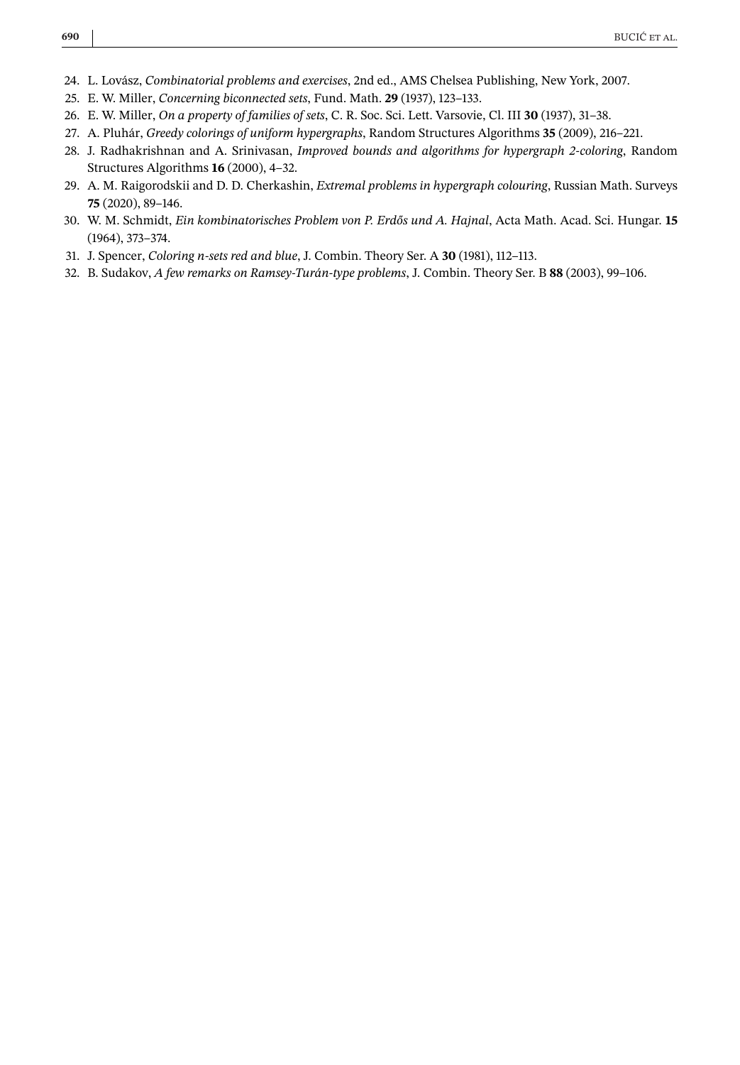24. L. Lovász, *Combinatorial problems and exercises*, 2nd ed., AMS Chelsea Publishing, New York, 2007.
25. E. W. Miller, *Concerning biconnected sets*, Fund. Math. **29** (1937), 123–133.
26. E. W. Miller, *On a property of families of sets*, C. R. Soc. Sci. Lett. Varsovie, Cl. III **30** (1937), 31–38.
27. A. Pluhár, *Greedy colorings of uniform hypergraphs*, Random Structures Algorithms **35** (2009), 216–221.
28. J. Radhakrishnan and A. Srinivasan, *Improved bounds and algorithms for hypergraph 2-coloring*, Random Structures Algorithms **16** (2000), 4–32.
29. A. M. Raigorodskii and D. D. Cherkashin, *Extremal problems in hypergraph colouring*, Russian Math. Surveys **75** (2020), 89–146.
30. W. M. Schmidt, *Ein kombinatorisches Problem von P. Erdős und A. Hajnal*, Acta Math. Acad. Sci. Hungar. **15** (1964), 373–374.
31. J. Spencer, *Coloring n-sets red and blue*, J. Combin. Theory Ser. A **30** (1981), 112–113.
32. B. Sudakov, *A few remarks on Ramsey-Turán-type problems*, J. Combin. Theory Ser. B **88** (2003), 99–106.